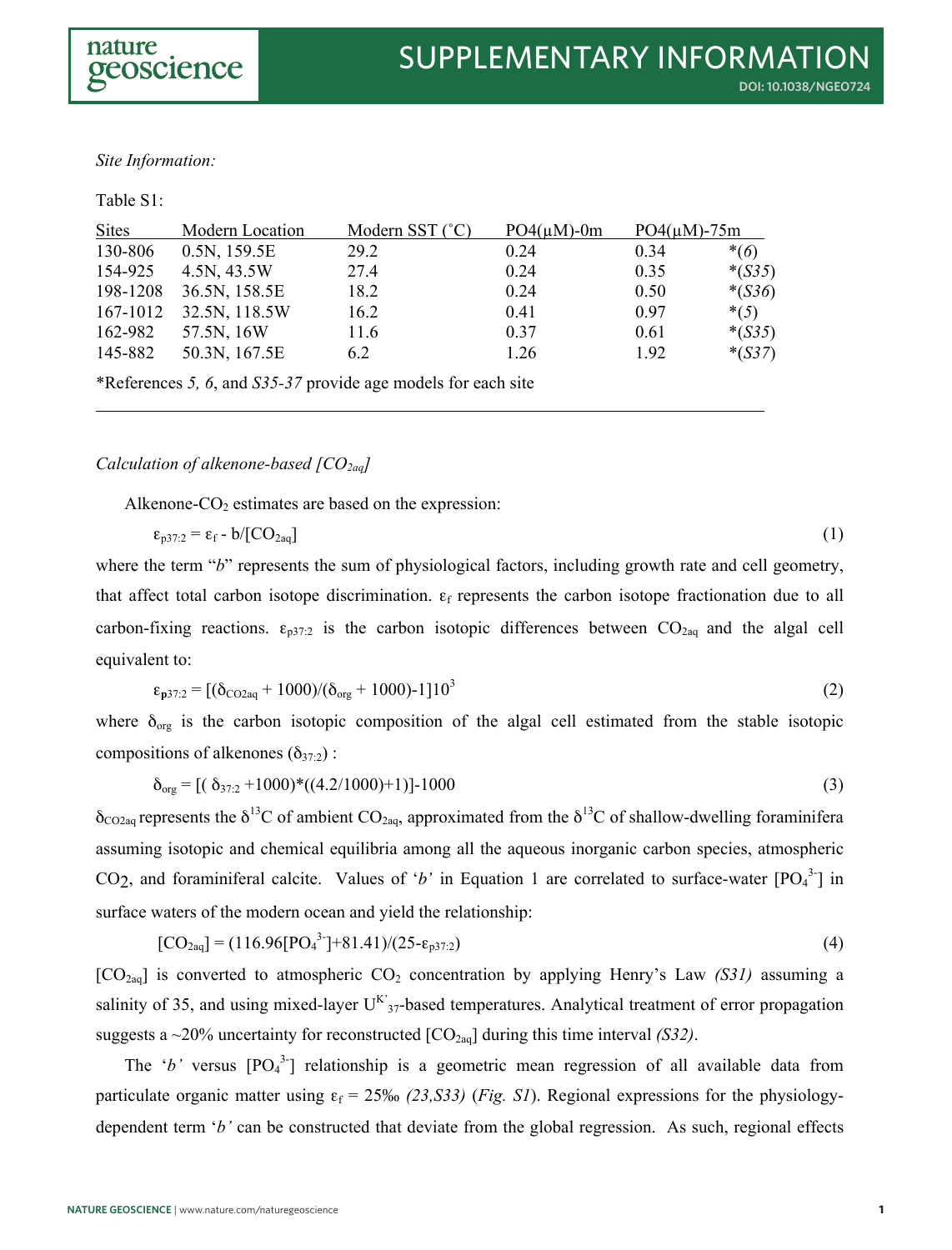*Site Information:*

Table S1:

| Sites | Modern Location | Modern SST (˚C) | PO4(μM)-0m | PO4(μM)-75m | |
|---|---|---|---|---|---|
| 130-806 | 0.5N, 159.5E | 29.2 | 0.24 | 0.34 | *(*6*) |
| 154-925 | 4.5N, 43.5W | 27.4 | 0.24 | 0.35 | *(*S35*) |
| 198-1208 | 36.5N, 158.5E | 18.2 | 0.24 | 0.50 | *(*S36*) |
| 167-1012 | 32.5N, 118.5W | 16.2 | 0.41 | 0.97 | *(*5*) |
| 162-982 | 57.5N, 16W | 11.6 | 0.37 | 0.61 | *(*S35*) |
| 145-882 | 50.3N, 167.5E | 6.2 | 1.26 | 1.92 | *(*S37*) |

*References *5, 6*, and *S35-37* provide age models for each site

*Calculation of alkenone-based [$CO_{2aq}$]*

Alkenone-$CO_2$ estimates are based on the expression:

$$\varepsilon_{p37:2} = \varepsilon_f - b/[CO_{2aq}] \tag{1}$$

where the term "*b*" represents the sum of physiological factors, including growth rate and cell geometry, that affect total carbon isotope discrimination. $\varepsilon_f$ represents the carbon isotope fractionation due to all carbon-fixing reactions. $\varepsilon_{p37:2}$ is the carbon isotopic differences between $CO_{2aq}$ and the algal cell equivalent to:

$$\varepsilon_{p37:2} = [(\delta_{CO2aq} + 1000)/(\delta_{org} + 1000)-1]10^3 \tag{2}$$

where $\delta_{org}$ is the carbon isotopic composition of the algal cell estimated from the stable isotopic compositions of alkenones ($\delta_{37:2}$) :

$$\delta_{org} = [(\delta_{37:2} + 1000)*((4.2/1000)+1)]-1000 \tag{3}$$

$\delta_{CO2aq}$ represents the $\delta^{13}C$ of ambient $CO_{2aq}$, approximated from the $\delta^{13}C$ of shallow-dwelling foraminifera assuming isotopic and chemical equilibria among all the aqueous inorganic carbon species, atmospheric $CO_2$, and foraminiferal calcite. Values of '*b*' in Equation 1 are correlated to surface-water [$PO_4^{3-}$] in surface waters of the modern ocean and yield the relationship:

$$[CO_{2aq}] = (116.96[PO_4^{3-}]+81.41)/(25-\varepsilon_{p37:2}) \tag{4}$$

[$CO_{2aq}$] is converted to atmospheric $CO_2$ concentration by applying Henry's Law *(S31)* assuming a salinity of 35, and using mixed-layer $U^{K'}_{37}$-based temperatures. Analytical treatment of error propagation suggests a ~20% uncertainty for reconstructed [$CO_{2aq}$] during this time interval *(S32)*.

The '*b'* versus [$PO_4^{3-}$] relationship is a geometric mean regression of all available data from particulate organic matter using $\varepsilon_f$ = 25‰ *(23,S33)* (*Fig. S1*). Regional expressions for the physiology-dependent term '*b'* can be constructed that deviate from the global regression. As such, regional effects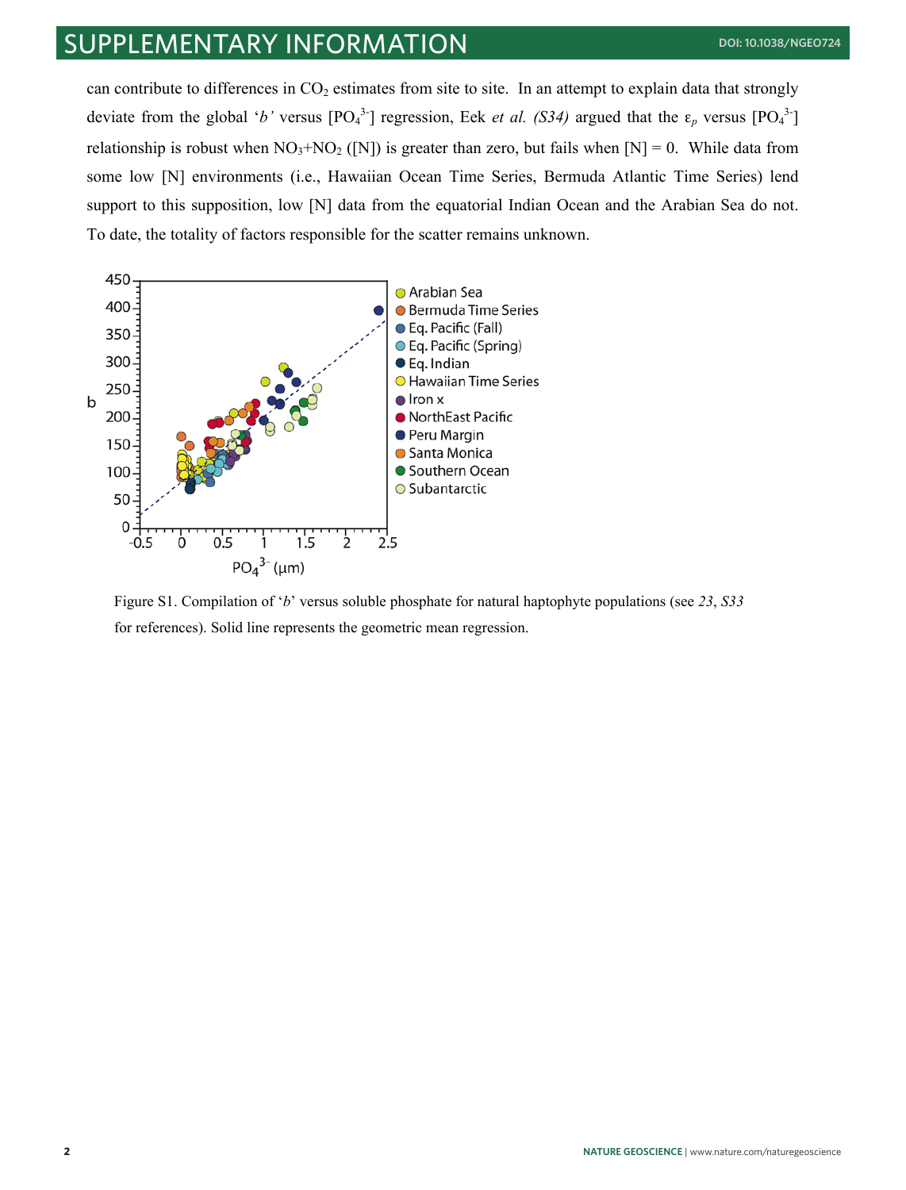can contribute to differences in $CO_2$ estimates from site to site. In an attempt to explain data that strongly deviate from the global '*b'* versus [$PO_4^{3-}$] regression, Eek *et al. (S34)* argued that the $\varepsilon_p$ versus [$PO_4^{3-}$] relationship is robust when $NO_3$+$NO_2$ ([N]) is greater than zero, but fails when [N] = 0. While data from some low [N] environments (i.e., Hawaiian Ocean Time Series, Bermuda Atlantic Time Series) lend support to this supposition, low [N] data from the equatorial Indian Ocean and the Arabian Sea do not. To date, the totality of factors responsible for the scatter remains unknown.

Figure S1. Compilation of '*b*' versus soluble phosphate for natural haptophyte populations (see *23*, *S33* for references). Solid line represents the geometric mean regression.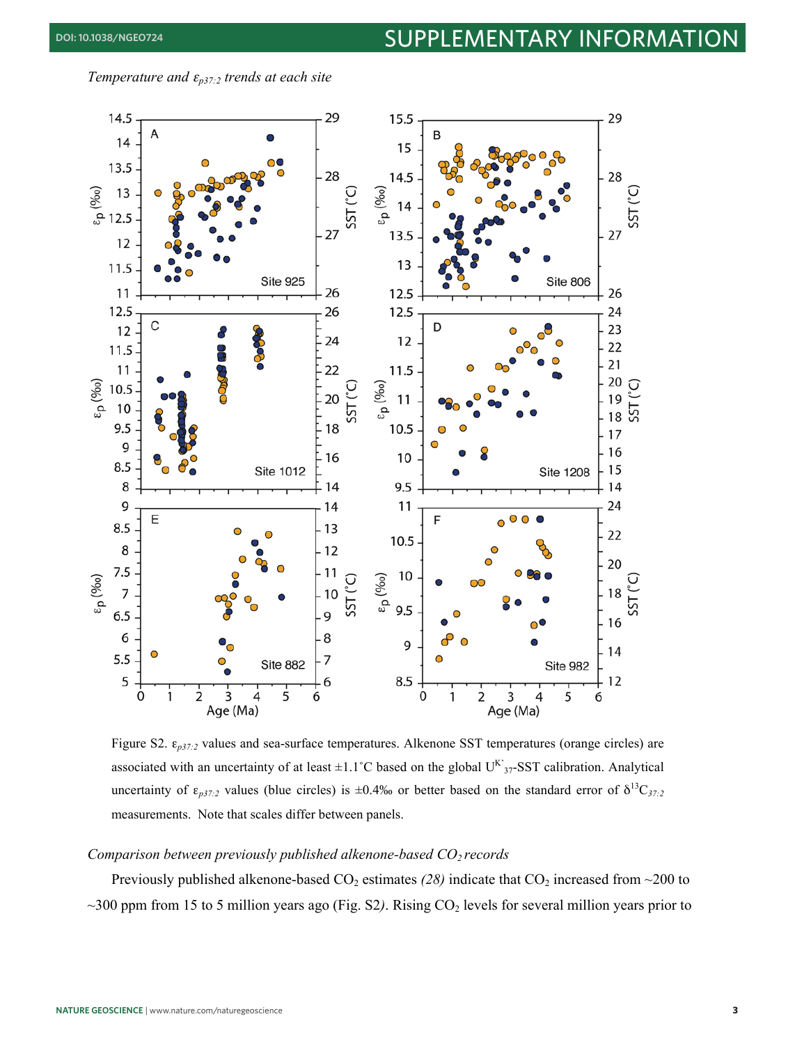*Temperature and $\varepsilon_{p37:2}$ trends at each site*

Figure S2. $\varepsilon_{p37:2}$ values and sea-surface temperatures. Alkenone SST temperatures (orange circles) are associated with an uncertainty of at least ±1.1˚C based on the global $U^{K'}_{37}$-SST calibration. Analytical uncertainty of $\varepsilon_{p37:2}$ values (blue circles) is ±0.4‰ or better based on the standard error of $\delta^{13}C_{37:2}$ measurements. Note that scales differ between panels.

*Comparison between previously published alkenone-based $CO_2$ records*

Previously published alkenone-based $CO_2$ estimates *(28)* indicate that $CO_2$ increased from ~200 to ~300 ppm from 15 to 5 million years ago (Fig. S2*)*. Rising $CO_2$ levels for several million years prior to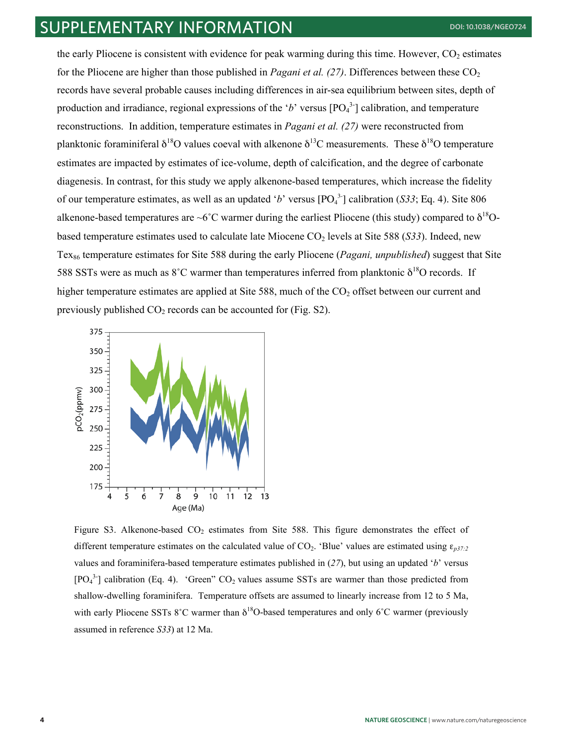the early Pliocene is consistent with evidence for peak warming during this time. However, $CO_2$ estimates for the Pliocene are higher than those published in *Pagani et al. (27)*. Differences between these $CO_2$ records have several probable causes including differences in air-sea equilibrium between sites, depth of production and irradiance, regional expressions of the '*b*' versus $[PO_4^{3-}]$ calibration, and temperature reconstructions. In addition, temperature estimates in *Pagani et al. (27)* were reconstructed from planktonic foraminiferal $\delta^{18}O$ values coeval with alkenone $\delta^{13}C$ measurements. These $\delta^{18}O$ temperature estimates are impacted by estimates of ice-volume, depth of calcification, and the degree of carbonate diagenesis. In contrast, for this study we apply alkenone-based temperatures, which increase the fidelity of our temperature estimates, as well as an updated '*b*' versus $[PO_4^{3-}]$ calibration (*S33*; Eq. 4). Site 806 alkenone-based temperatures are ~6˚C warmer during the earliest Pliocene (this study) compared to $\delta^{18}O$-based temperature estimates used to calculate late Miocene $CO_2$ levels at Site 588 (*S33*). Indeed, new $Tex_{86}$ temperature estimates for Site 588 during the early Pliocene (*Pagani, unpublished*) suggest that Site 588 SSTs were as much as 8˚C warmer than temperatures inferred from planktonic $\delta^{18}O$ records. If higher temperature estimates are applied at Site 588, much of the $CO_2$ offset between our current and previously published $CO_2$ records can be accounted for (Fig. S2).

Figure S3. Alkenone-based $CO_2$ estimates from Site 588. This figure demonstrates the effect of different temperature estimates on the calculated value of $CO_2$. 'Blue' values are estimated using $\varepsilon_{p37:2}$ values and foraminifera-based temperature estimates published in (*27*), but using an updated '*b*' versus $[PO_4^{3-}]$ calibration (Eq. 4). 'Green" $CO_2$ values assume SSTs are warmer than those predicted from shallow-dwelling foraminifera. Temperature offsets are assumed to linearly increase from 12 to 5 Ma, with early Pliocene SSTs 8˚C warmer than $\delta^{18}O$-based temperatures and only 6˚C warmer (previously assumed in reference *S33*) at 12 Ma.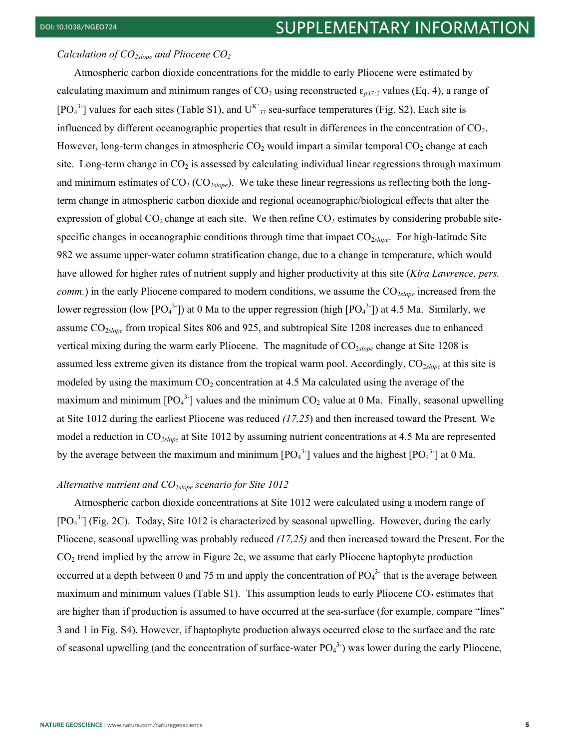### *Calculation of $CO_{2slope}$ and Pliocene $CO_2$*

Atmospheric carbon dioxide concentrations for the middle to early Pliocene were estimated by calculating maximum and minimum ranges of $CO_2$ using reconstructed $\varepsilon_{p37:2}$ values (Eq. 4), a range of $[PO_4^{3-}]$ values for each sites (Table S1), and $U^{K'}_{37}$ sea-surface temperatures (Fig. S2). Each site is influenced by different oceanographic properties that result in differences in the concentration of $CO_2$. However, long-term changes in atmospheric $CO_2$ would impart a similar temporal $CO_2$ change at each site. Long-term change in $CO_2$ is assessed by calculating individual linear regressions through maximum and minimum estimates of $CO_2$ ($CO_{2slope}$). We take these linear regressions as reflecting both the long-term change in atmospheric carbon dioxide and regional oceanographic/biological effects that alter the expression of global $CO_2$ change at each site. We then refine $CO_2$ estimates by considering probable site-specific changes in oceanographic conditions through time that impact $CO_{2slope}$. For high-latitude Site 982 we assume upper-water column stratification change, due to a change in temperature, which would have allowed for higher rates of nutrient supply and higher productivity at this site (*Kira Lawrence, pers. comm.*) in the early Pliocene compared to modern conditions, we assume the $CO_{2slope}$ increased from the lower regression (low $[PO_4^{3-}]$) at 0 Ma to the upper regression (high $[PO_4^{3-}]$) at 4.5 Ma. Similarly, we assume $CO_{2slope}$ from tropical Sites 806 and 925, and subtropical Site 1208 increases due to enhanced vertical mixing during the warm early Pliocene. The magnitude of $CO_{2slope}$ change at Site 1208 is assumed less extreme given its distance from the tropical warm pool. Accordingly, $CO_{2slope}$ at this site is modeled by using the maximum $CO_2$ concentration at 4.5 Ma calculated using the average of the maximum and minimum $[PO_4^{3-}]$ values and the minimum $CO_2$ value at 0 Ma. Finally, seasonal upwelling at Site 1012 during the earliest Pliocene was reduced *(17,25*) and then increased toward the Present*.* We model a reduction in $CO_{2slope}$ at Site 1012 by assuming nutrient concentrations at 4.5 Ma are represented by the average between the maximum and minimum $[PO_4^{3-}]$ values and the highest $[PO_4^{3-}]$ at 0 Ma.

### *Alternative nutrient and $CO_{2slope}$ scenario for Site 1012*

Atmospheric carbon dioxide concentrations at Site 1012 were calculated using a modern range of $[PO_4^{3-}]$ (Fig. 2C). Today, Site 1012 is characterized by seasonal upwelling. However, during the early Pliocene, seasonal upwelling was probably reduced *(17,25)* and then increased toward the Present. For the $CO_2$ trend implied by the arrow in Figure 2c, we assume that early Pliocene haptophyte production occurred at a depth between 0 and 75 m and apply the concentration of $PO_4^{3-}$ that is the average between maximum and minimum values (Table S1). This assumption leads to early Pliocene $CO_2$ estimates that are higher than if production is assumed to have occurred at the sea-surface (for example, compare "lines" 3 and 1 in Fig. S4). However, if haptophyte production always occurred close to the surface and the rate of seasonal upwelling (and the concentration of surface-water $PO_4^{3-}$) was lower during the early Pliocene,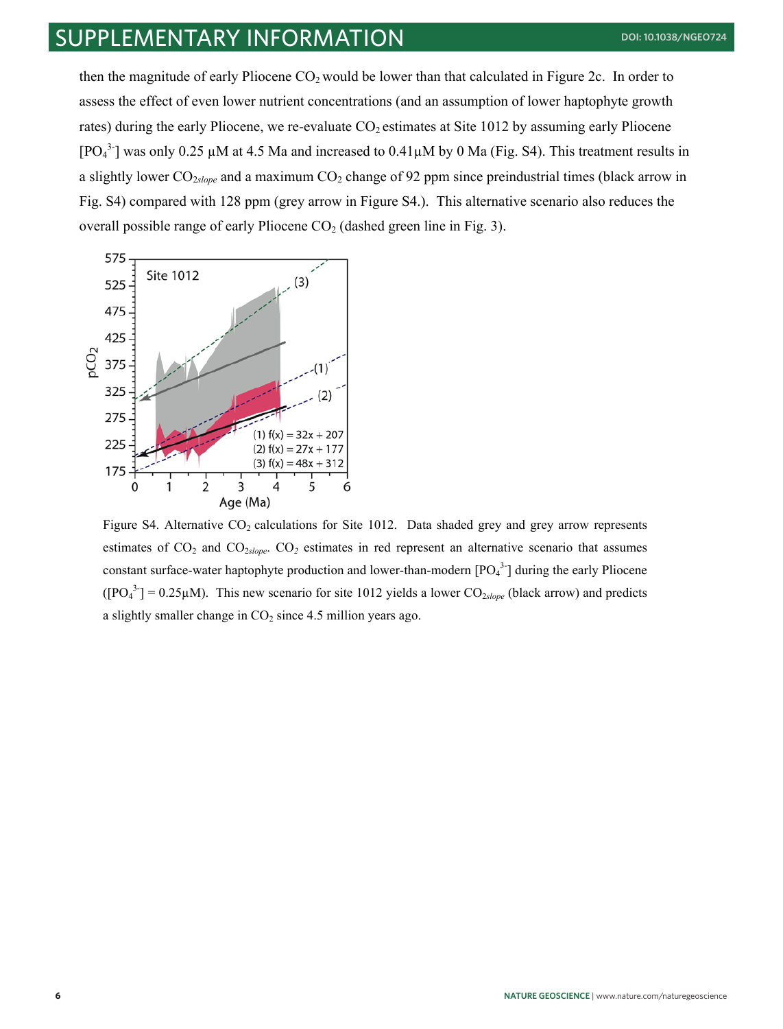then the magnitude of early Pliocene $CO_2$ would be lower than that calculated in Figure 2c. In order to assess the effect of even lower nutrient concentrations (and an assumption of lower haptophyte growth rates) during the early Pliocene, we re-evaluate $CO_2$ estimates at Site 1012 by assuming early Pliocene $[PO_4^{3-}]$ was only 0.25 µM at 4.5 Ma and increased to 0.41µM by 0 Ma (Fig. S4). This treatment results in a slightly lower $CO_{2slope}$ and a maximum $CO_2$ change of 92 ppm since preindustrial times (black arrow in Fig. S4) compared with 128 ppm (grey arrow in Figure S4.). This alternative scenario also reduces the overall possible range of early Pliocene $CO_2$ (dashed green line in Fig. 3).

Figure S4. Alternative $CO_2$ calculations for Site 1012. Data shaded grey and grey arrow represents estimates of $CO_2$ and $CO_{2slope}$. $CO_2$ estimates in red represent an alternative scenario that assumes constant surface-water haptophyte production and lower-than-modern $[PO_4^{3-}]$ during the early Pliocene ($[PO_4^{3-}]$ = 0.25µM). This new scenario for site 1012 yields a lower $CO_{2slope}$ (black arrow) and predicts a slightly smaller change in $CO_2$ since 4.5 million years ago.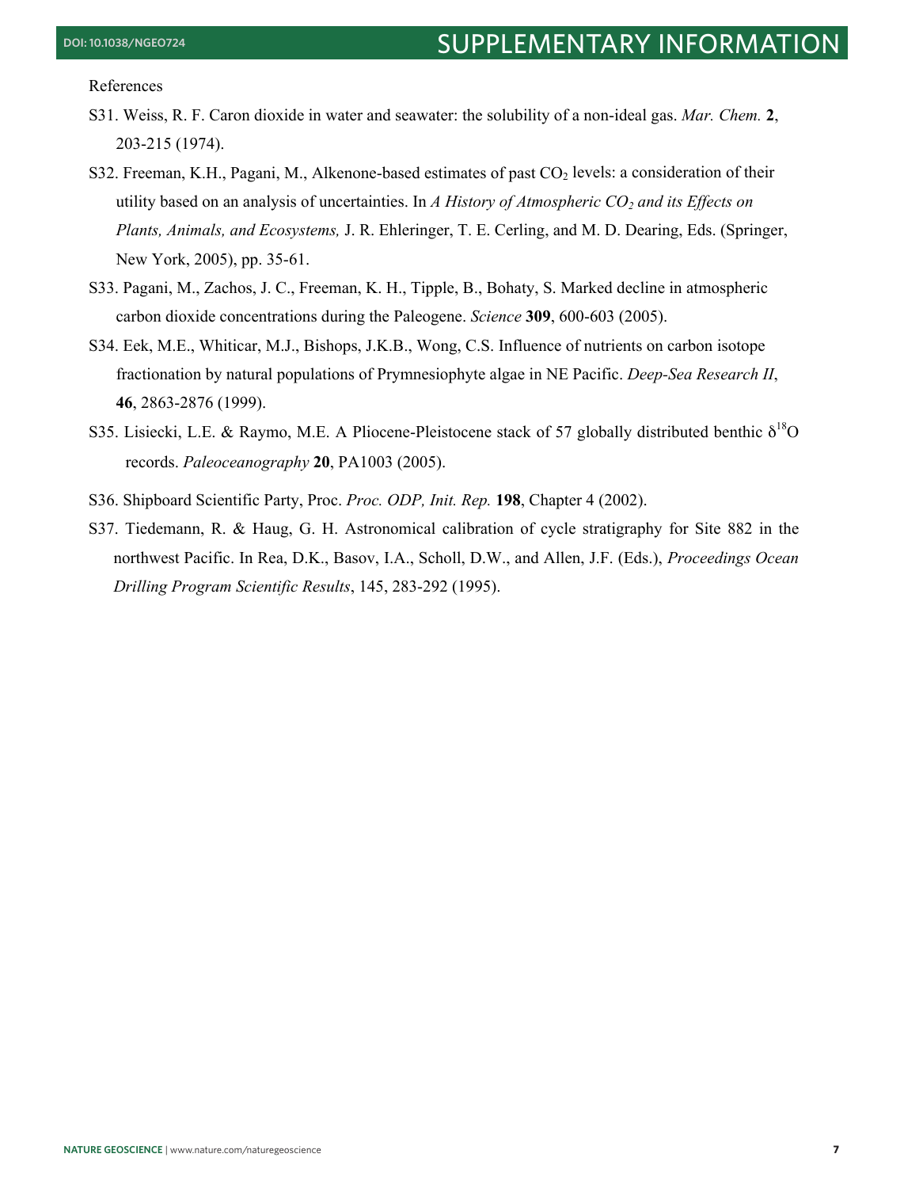References

S31. Weiss, R. F. Caron dioxide in water and seawater: the solubility of a non-ideal gas. *Mar. Chem.* **2**, 203-215 (1974).

S32. Freeman, K.H., Pagani, M., Alkenone-based estimates of past $CO_2$ levels: a consideration of their utility based on an analysis of uncertainties. In *A History of Atmospheric $CO_2$ and its Effects on Plants, Animals, and Ecosystems,* J. R. Ehleringer, T. E. Cerling, and M. D. Dearing, Eds. (Springer, New York, 2005), pp. 35-61.

S33. Pagani, M., Zachos, J. C., Freeman, K. H., Tipple, B., Bohaty, S. Marked decline in atmospheric carbon dioxide concentrations during the Paleogene. *Science* **309**, 600-603 (2005).

S34. Eek, M.E., Whiticar, M.J., Bishops, J.K.B., Wong, C.S. Influence of nutrients on carbon isotope fractionation by natural populations of Prymnesiophyte algae in NE Pacific. *Deep-Sea Research II*, **46**, 2863-2876 (1999).

S35. Lisiecki, L.E. & Raymo, M.E. A Pliocene-Pleistocene stack of 57 globally distributed benthic $\delta^{18}O$ records. *Paleoceanography* **20**, PA1003 (2005).

S36. Shipboard Scientific Party, Proc. *Proc. ODP, Init. Rep.* **198**, Chapter 4 (2002).

S37. Tiedemann, R. & Haug, G. H. Astronomical calibration of cycle stratigraphy for Site 882 in the northwest Pacific. In Rea, D.K., Basov, I.A., Scholl, D.W., and Allen, J.F. (Eds.), *Proceedings Ocean Drilling Program Scientific Results*, 145, 283-292 (1995).